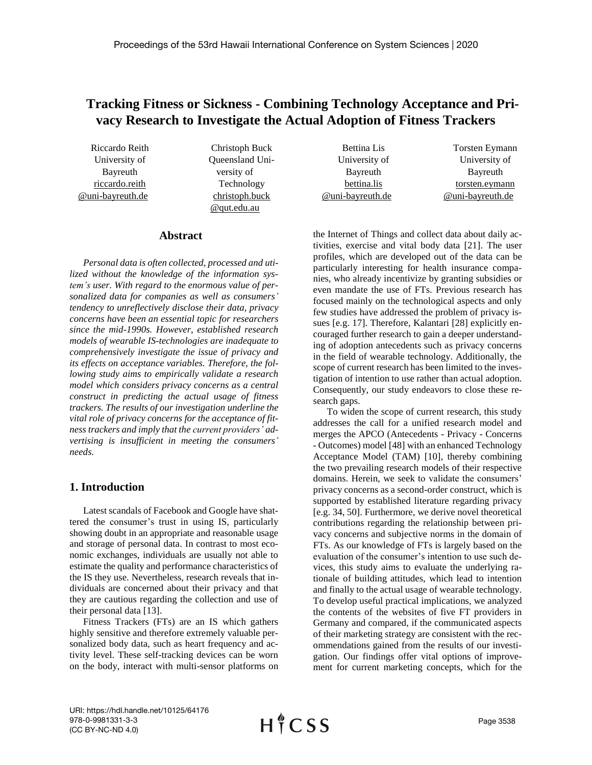# Tracking Fitness or Sickness - Combining Technology Acceptance and Privacy Research to Investigate the Actual Adoption of Fitness Trackers

Riccardo Reith
University of Bayreuth
riccardo.reith@uni-bayreuth.de

Christoph Buck
Queensland University of Technology
christoph.buck@qut.edu.au

Bettina Lis
University of Bayreuth
bettina.lis@uni-bayreuth.de

Torsten Eymann
University of Bayreuth
torsten.eymann@uni-bayreuth.de

## Abstract

*Personal data is often collected, processed and utilized without the knowledge of the information system's user. With regard to the enormous value of personalized data for companies as well as consumers' tendency to unreflectively disclose their data, privacy concerns have been an essential topic for researchers since the mid-1990s. However, established research models of wearable IS-technologies are inadequate to comprehensively investigate the issue of privacy and its effects on acceptance variables. Therefore, the following study aims to empirically validate a research model which considers privacy concerns as a central construct in predicting the actual usage of fitness trackers. The results of our investigation underline the vital role of privacy concerns for the acceptance of fitness trackers and imply that the current providers' advertising is insufficient in meeting the consumers' needs.*

## 1. Introduction

Latest scandals of Facebook and Google have shattered the consumer's trust in using IS, particularly showing doubt in an appropriate and reasonable usage and storage of personal data. In contrast to most economic exchanges, individuals are usually not able to estimate the quality and performance characteristics of the IS they use. Nevertheless, research reveals that individuals are concerned about their privacy and that they are cautious regarding the collection and use of their personal data [13].

Fitness Trackers (FTs) are an IS which gathers highly sensitive and therefore extremely valuable personalized body data, such as heart frequency and activity level. These self-tracking devices can be worn on the body, interact with multi-sensor platforms on the Internet of Things and collect data about daily activities, exercise and vital body data [21]. The user profiles, which are developed out of the data can be particularly interesting for health insurance companies, who already incentivize by granting subsidies or even mandate the use of FTs. Previous research has focused mainly on the technological aspects and only few studies have addressed the problem of privacy issues [e.g. 17]. Therefore, Kalantari [28] explicitly encouraged further research to gain a deeper understanding of adoption antecedents such as privacy concerns in the field of wearable technology. Additionally, the scope of current research has been limited to the investigation of intention to use rather than actual adoption. Consequently, our study endeavors to close these research gaps.

To widen the scope of current research, this study addresses the call for a unified research model and merges the APCO (Antecedents - Privacy - Concerns - Outcomes) model [48] with an enhanced Technology Acceptance Model (TAM) [10], thereby combining the two prevailing research models of their respective domains. Herein, we seek to validate the consumers' privacy concerns as a second-order construct, which is supported by established literature regarding privacy [e.g. 34, 50]. Furthermore, we derive novel theoretical contributions regarding the relationship between privacy concerns and subjective norms in the domain of FTs. As our knowledge of FTs is largely based on the evaluation of the consumer's intention to use such devices, this study aims to evaluate the underlying rationale of building attitudes, which lead to intention and finally to the actual usage of wearable technology. To develop useful practical implications, we analyzed the contents of the websites of five FT providers in Germany and compared, if the communicated aspects of their marketing strategy are consistent with the recommendations gained from the results of our investigation. Our findings offer vital options of improvement for current marketing concepts, which for the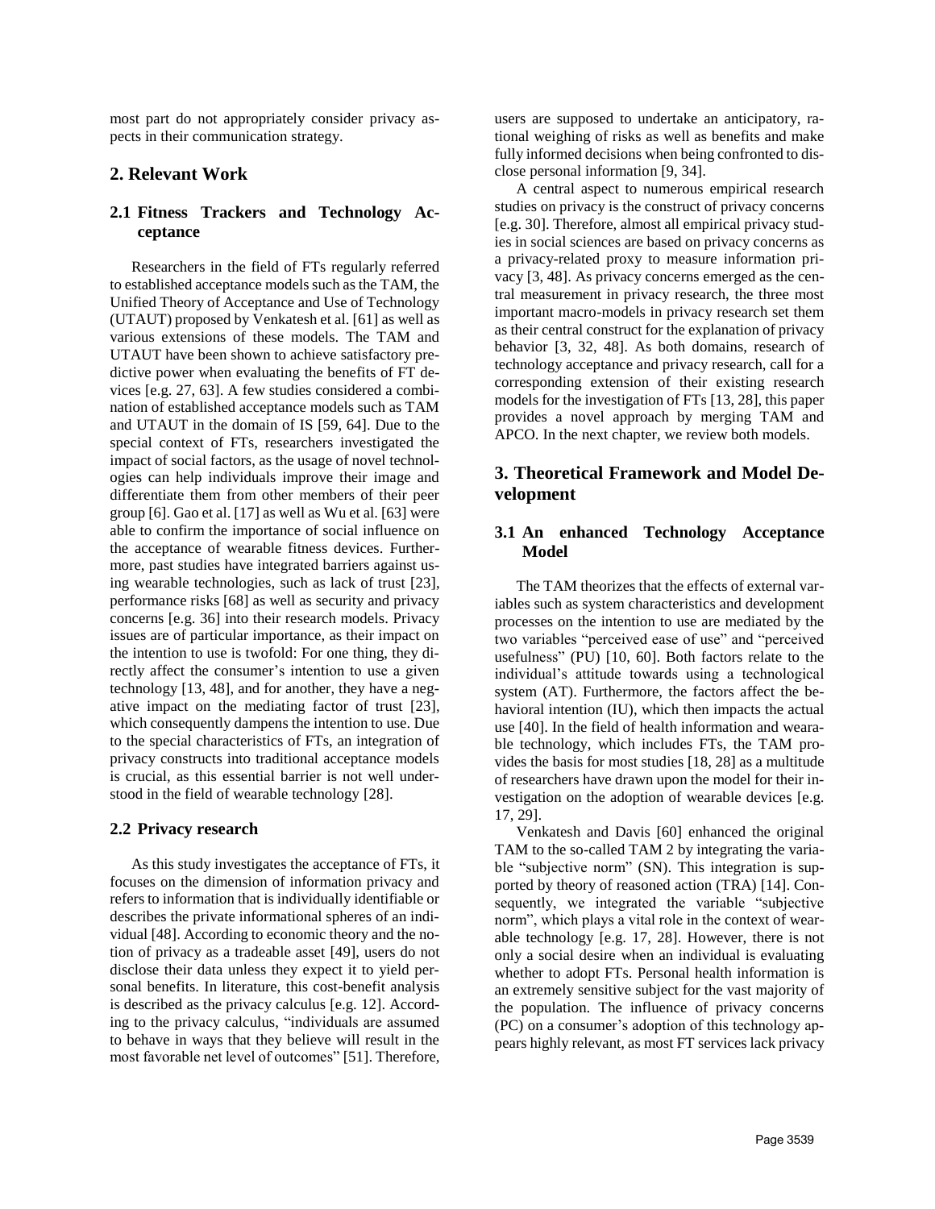most part do not appropriately consider privacy aspects in their communication strategy.

## 2. Relevant Work

### 2.1 Fitness Trackers and Technology Acceptance

Researchers in the field of FTs regularly referred to established acceptance models such as the TAM, the Unified Theory of Acceptance and Use of Technology (UTAUT) proposed by Venkatesh et al. [61] as well as various extensions of these models. The TAM and UTAUT have been shown to achieve satisfactory predictive power when evaluating the benefits of FT devices [e.g. 27, 63]. A few studies considered a combination of established acceptance models such as TAM and UTAUT in the domain of IS [59, 64]. Due to the special context of FTs, researchers investigated the impact of social factors, as the usage of novel technologies can help individuals improve their image and differentiate them from other members of their peer group [6]. Gao et al. [17] as well as Wu et al. [63] were able to confirm the importance of social influence on the acceptance of wearable fitness devices. Furthermore, past studies have integrated barriers against using wearable technologies, such as lack of trust [23], performance risks [68] as well as security and privacy concerns [e.g. 36] into their research models. Privacy issues are of particular importance, as their impact on the intention to use is twofold: For one thing, they directly affect the consumer's intention to use a given technology [13, 48], and for another, they have a negative impact on the mediating factor of trust [23], which consequently dampens the intention to use. Due to the special characteristics of FTs, an integration of privacy constructs into traditional acceptance models is crucial, as this essential barrier is not well understood in the field of wearable technology [28].

### 2.2 Privacy research

As this study investigates the acceptance of FTs, it focuses on the dimension of information privacy and refers to information that is individually identifiable or describes the private informational spheres of an individual [48]. According to economic theory and the notion of privacy as a tradeable asset [49], users do not disclose their data unless they expect it to yield personal benefits. In literature, this cost-benefit analysis is described as the privacy calculus [e.g. 12]. According to the privacy calculus, "individuals are assumed to behave in ways that they believe will result in the most favorable net level of outcomes" [51]. Therefore, users are supposed to undertake an anticipatory, rational weighing of risks as well as benefits and make fully informed decisions when being confronted to disclose personal information [9, 34].

A central aspect to numerous empirical research studies on privacy is the construct of privacy concerns [e.g. 30]. Therefore, almost all empirical privacy studies in social sciences are based on privacy concerns as a privacy-related proxy to measure information privacy [3, 48]. As privacy concerns emerged as the central measurement in privacy research, the three most important macro-models in privacy research set them as their central construct for the explanation of privacy behavior [3, 32, 48]. As both domains, research of technology acceptance and privacy research, call for a corresponding extension of their existing research models for the investigation of FTs [13, 28], this paper provides a novel approach by merging TAM and APCO. In the next chapter, we review both models.

## 3. Theoretical Framework and Model Development

### 3.1 An enhanced Technology Acceptance Model

The TAM theorizes that the effects of external variables such as system characteristics and development processes on the intention to use are mediated by the two variables "perceived ease of use" and "perceived usefulness" (PU) [10, 60]. Both factors relate to the individual's attitude towards using a technological system (AT). Furthermore, the factors affect the behavioral intention (IU), which then impacts the actual use [40]. In the field of health information and wearable technology, which includes FTs, the TAM provides the basis for most studies [18, 28] as a multitude of researchers have drawn upon the model for their investigation on the adoption of wearable devices [e.g. 17, 29].

Venkatesh and Davis [60] enhanced the original TAM to the so-called TAM 2 by integrating the variable "subjective norm" (SN). This integration is supported by theory of reasoned action (TRA) [14]. Consequently, we integrated the variable "subjective norm", which plays a vital role in the context of wearable technology [e.g. 17, 28]. However, there is not only a social desire when an individual is evaluating whether to adopt FTs. Personal health information is an extremely sensitive subject for the vast majority of the population. The influence of privacy concerns (PC) on a consumer's adoption of this technology appears highly relevant, as most FT services lack privacy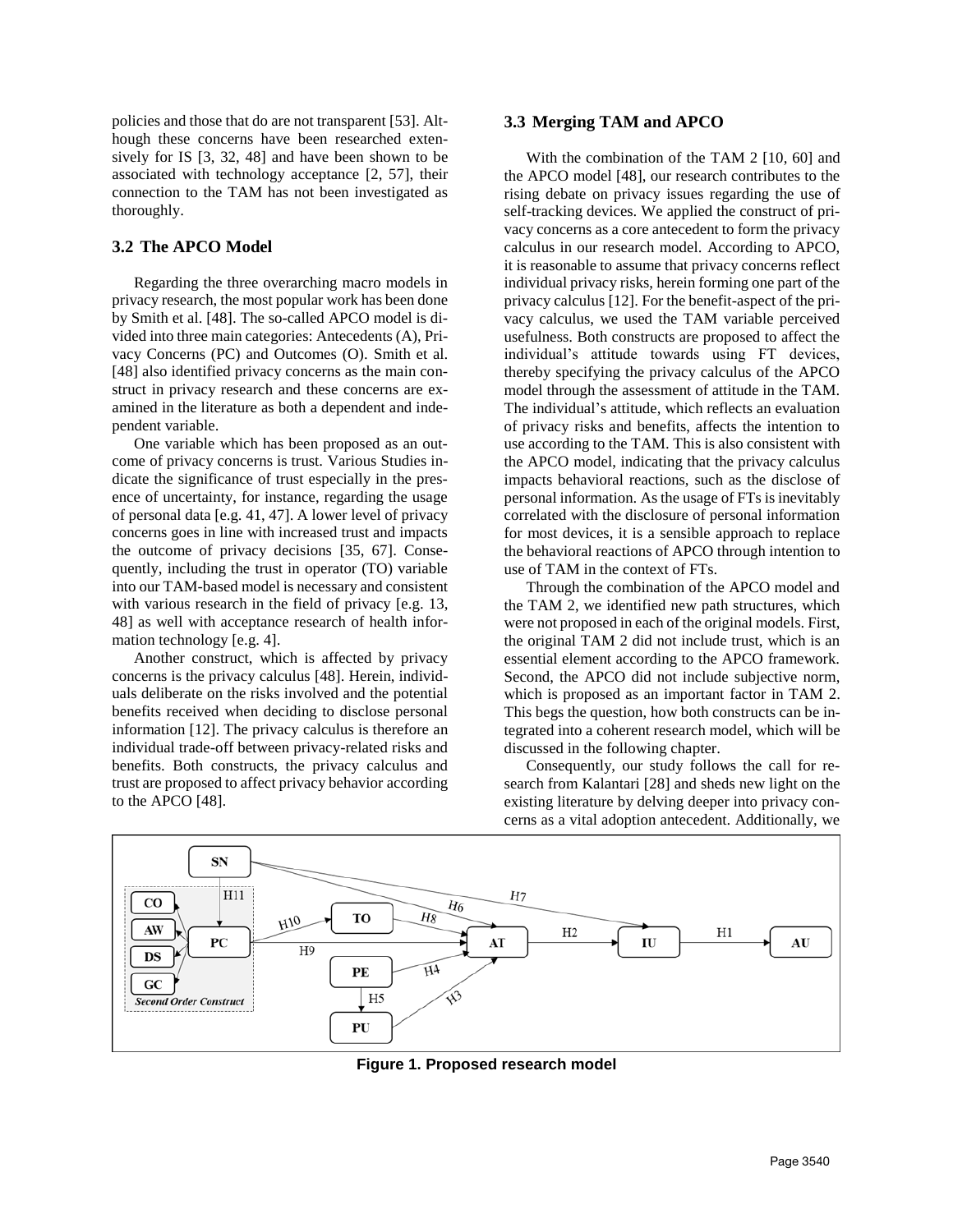policies and those that do are not transparent [53]. Although these concerns have been researched extensively for IS [3, 32, 48] and have been shown to be associated with technology acceptance [2, 57], their connection to the TAM has not been investigated as thoroughly.

### 3.2 The APCO Model

Regarding the three overarching macro models in privacy research, the most popular work has been done by Smith et al. [48]. The so-called APCO model is divided into three main categories: Antecedents (A), Privacy Concerns (PC) and Outcomes (O). Smith et al. [48] also identified privacy concerns as the main construct in privacy research and these concerns are examined in the literature as both a dependent and independent variable.

One variable which has been proposed as an outcome of privacy concerns is trust. Various Studies indicate the significance of trust especially in the presence of uncertainty, for instance, regarding the usage of personal data [e.g. 41, 47]. A lower level of privacy concerns goes in line with increased trust and impacts the outcome of privacy decisions [35, 67]. Consequently, including the trust in operator (TO) variable into our TAM-based model is necessary and consistent with various research in the field of privacy [e.g. 13, 48] as well with acceptance research of health information technology [e.g. 4].

Another construct, which is affected by privacy concerns is the privacy calculus [48]. Herein, individuals deliberate on the risks involved and the potential benefits received when deciding to disclose personal information [12]. The privacy calculus is therefore an individual trade-off between privacy-related risks and benefits. Both constructs, the privacy calculus and trust are proposed to affect privacy behavior according to the APCO [48].

### 3.3 Merging TAM and APCO

With the combination of the TAM 2 [10, 60] and the APCO model [48], our research contributes to the rising debate on privacy issues regarding the use of self-tracking devices. We applied the construct of privacy concerns as a core antecedent to form the privacy calculus in our research model. According to APCO, it is reasonable to assume that privacy concerns reflect individual privacy risks, herein forming one part of the privacy calculus [12]. For the benefit-aspect of the privacy calculus, we used the TAM variable perceived usefulness. Both constructs are proposed to affect the individual's attitude towards using FT devices, thereby specifying the privacy calculus of the APCO model through the assessment of attitude in the TAM. The individual's attitude, which reflects an evaluation of privacy risks and benefits, affects the intention to use according to the TAM. This is also consistent with the APCO model, indicating that the privacy calculus impacts behavioral reactions, such as the disclose of personal information. As the usage of FTs is inevitably correlated with the disclosure of personal information for most devices, it is a sensible approach to replace the behavioral reactions of APCO through intention to use of TAM in the context of FTs.

Through the combination of the APCO model and the TAM 2, we identified new path structures, which were not proposed in each of the original models. First, the original TAM 2 did not include trust, which is an essential element according to the APCO framework. Second, the APCO did not include subjective norm, which is proposed as an important factor in TAM 2. This begs the question, how both constructs can be integrated into a coherent research model, which will be discussed in the following chapter.

Consequently, our study follows the call for research from Kalantari [28] and sheds new light on the existing literature by delving deeper into privacy concerns as a vital adoption antecedent. Additionally, we

**Figure 1. Proposed research model**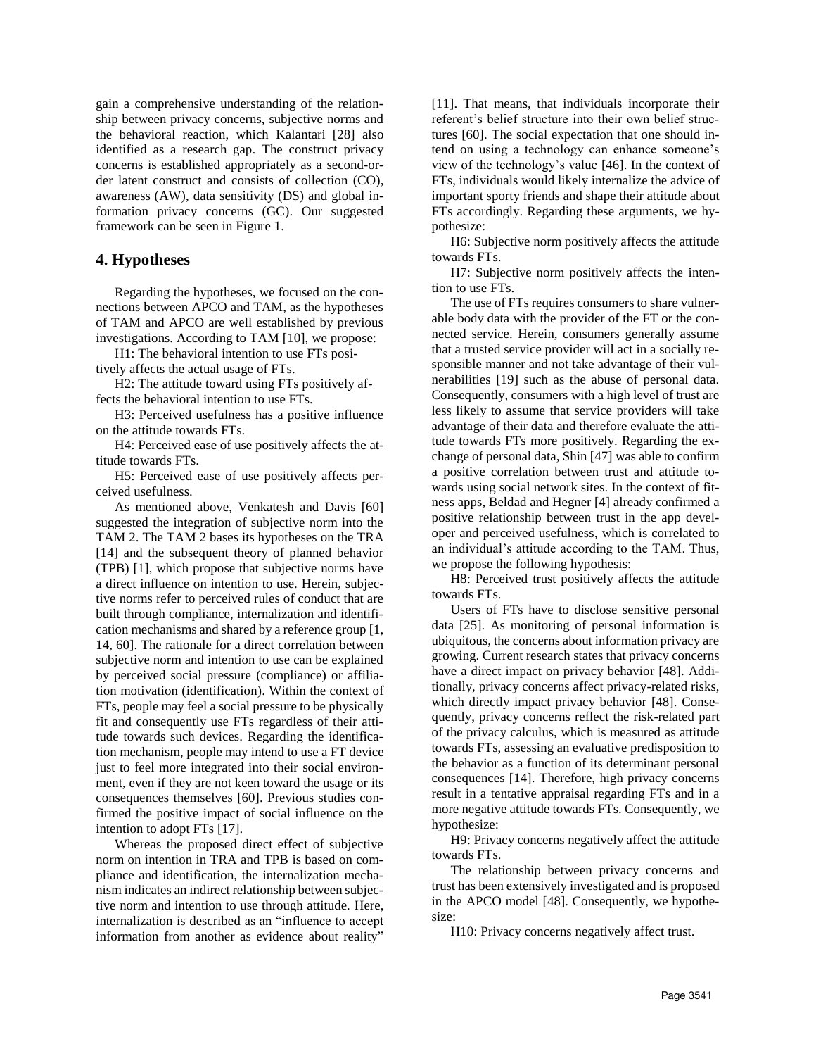gain a comprehensive understanding of the relationship between privacy concerns, subjective norms and the behavioral reaction, which Kalantari [28] also identified as a research gap. The construct privacy concerns is established appropriately as a second-order latent construct and consists of collection (CO), awareness (AW), data sensitivity (DS) and global information privacy concerns (GC). Our suggested framework can be seen in Figure 1.

## 4. Hypotheses

Regarding the hypotheses, we focused on the connections between APCO and TAM, as the hypotheses of TAM and APCO are well established by previous investigations. According to TAM [10], we propose:

H1: The behavioral intention to use FTs positively affects the actual usage of FTs.

H2: The attitude toward using FTs positively affects the behavioral intention to use FTs.

H3: Perceived usefulness has a positive influence on the attitude towards FTs.

H4: Perceived ease of use positively affects the attitude towards FTs.

H5: Perceived ease of use positively affects perceived usefulness.

As mentioned above, Venkatesh and Davis [60] suggested the integration of subjective norm into the TAM 2. The TAM 2 bases its hypotheses on the TRA [14] and the subsequent theory of planned behavior (TPB) [1], which propose that subjective norms have a direct influence on intention to use. Herein, subjective norms refer to perceived rules of conduct that are built through compliance, internalization and identification mechanisms and shared by a reference group [1, 14, 60]. The rationale for a direct correlation between subjective norm and intention to use can be explained by perceived social pressure (compliance) or affiliation motivation (identification). Within the context of FTs, people may feel a social pressure to be physically fit and consequently use FTs regardless of their attitude towards such devices. Regarding the identification mechanism, people may intend to use a FT device just to feel more integrated into their social environment, even if they are not keen toward the usage or its consequences themselves [60]. Previous studies confirmed the positive impact of social influence on the intention to adopt FTs [17].

Whereas the proposed direct effect of subjective norm on intention in TRA and TPB is based on compliance and identification, the internalization mechanism indicates an indirect relationship between subjective norm and intention to use through attitude. Here, internalization is described as an "influence to accept information from another as evidence about reality" [11]. That means, that individuals incorporate their referent's belief structure into their own belief structures [60]. The social expectation that one should intend on using a technology can enhance someone's view of the technology's value [46]. In the context of FTs, individuals would likely internalize the advice of important sporty friends and shape their attitude about FTs accordingly. Regarding these arguments, we hypothesize:

H6: Subjective norm positively affects the attitude towards FTs.

H7: Subjective norm positively affects the intention to use FTs.

The use of FTs requires consumers to share vulnerable body data with the provider of the FT or the connected service. Herein, consumers generally assume that a trusted service provider will act in a socially responsible manner and not take advantage of their vulnerabilities [19] such as the abuse of personal data. Consequently, consumers with a high level of trust are less likely to assume that service providers will take advantage of their data and therefore evaluate the attitude towards FTs more positively. Regarding the exchange of personal data, Shin [47] was able to confirm a positive correlation between trust and attitude towards using social network sites. In the context of fitness apps, Beldad and Hegner [4] already confirmed a positive relationship between trust in the app developer and perceived usefulness, which is correlated to an individual's attitude according to the TAM. Thus, we propose the following hypothesis:

H8: Perceived trust positively affects the attitude towards FTs.

Users of FTs have to disclose sensitive personal data [25]. As monitoring of personal information is ubiquitous, the concerns about information privacy are growing. Current research states that privacy concerns have a direct impact on privacy behavior [48]. Additionally, privacy concerns affect privacy-related risks, which directly impact privacy behavior [48]. Consequently, privacy concerns reflect the risk-related part of the privacy calculus, which is measured as attitude towards FTs, assessing an evaluative predisposition to the behavior as a function of its determinant personal consequences [14]. Therefore, high privacy concerns result in a tentative appraisal regarding FTs and in a more negative attitude towards FTs. Consequently, we hypothesize:

H9: Privacy concerns negatively affect the attitude towards FTs.

The relationship between privacy concerns and trust has been extensively investigated and is proposed in the APCO model [48]. Consequently, we hypothesize:

H10: Privacy concerns negatively affect trust.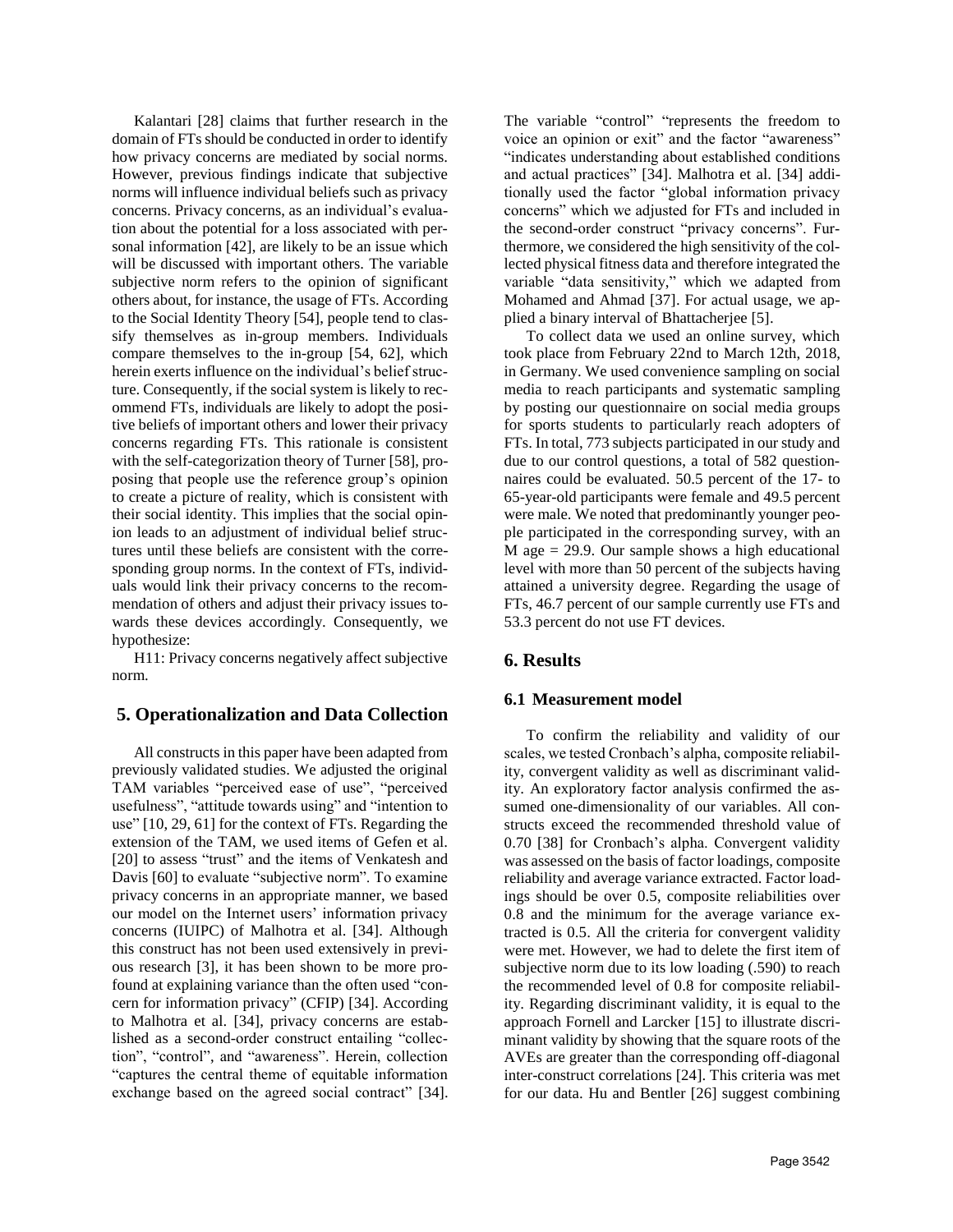Kalantari [28] claims that further research in the domain of FTs should be conducted in order to identify how privacy concerns are mediated by social norms. However, previous findings indicate that subjective norms will influence individual beliefs such as privacy concerns. Privacy concerns, as an individual's evaluation about the potential for a loss associated with personal information [42], are likely to be an issue which will be discussed with important others. The variable subjective norm refers to the opinion of significant others about, for instance, the usage of FTs. According to the Social Identity Theory [54], people tend to classify themselves as in-group members. Individuals compare themselves to the in-group [54, 62], which herein exerts influence on the individual's belief structure. Consequently, if the social system is likely to recommend FTs, individuals are likely to adopt the positive beliefs of important others and lower their privacy concerns regarding FTs. This rationale is consistent with the self-categorization theory of Turner [58], proposing that people use the reference group's opinion to create a picture of reality, which is consistent with their social identity. This implies that the social opinion leads to an adjustment of individual belief structures until these beliefs are consistent with the corresponding group norms. In the context of FTs, individuals would link their privacy concerns to the recommendation of others and adjust their privacy issues towards these devices accordingly. Consequently, we hypothesize:

H11: Privacy concerns negatively affect subjective norm.

## 5. Operationalization and Data Collection

All constructs in this paper have been adapted from previously validated studies. We adjusted the original TAM variables "perceived ease of use", "perceived usefulness", "attitude towards using" and "intention to use" [10, 29, 61] for the context of FTs. Regarding the extension of the TAM, we used items of Gefen et al. [20] to assess "trust" and the items of Venkatesh and Davis [60] to evaluate "subjective norm". To examine privacy concerns in an appropriate manner, we based our model on the Internet users' information privacy concerns (IUIPC) of Malhotra et al. [34]. Although this construct has not been used extensively in previous research [3], it has been shown to be more profound at explaining variance than the often used "concern for information privacy" (CFIP) [34]. According to Malhotra et al. [34], privacy concerns are established as a second-order construct entailing "collection", "control", and "awareness". Herein, collection "captures the central theme of equitable information exchange based on the agreed social contract" [34]. The variable "control" "represents the freedom to voice an opinion or exit" and the factor "awareness" "indicates understanding about established conditions and actual practices" [34]. Malhotra et al. [34] additionally used the factor "global information privacy concerns" which we adjusted for FTs and included in the second-order construct "privacy concerns". Furthermore, we considered the high sensitivity of the collected physical fitness data and therefore integrated the variable "data sensitivity," which we adapted from Mohamed and Ahmad [37]. For actual usage, we applied a binary interval of Bhattacherjee [5].

To collect data we used an online survey, which took place from February 22nd to March 12th, 2018, in Germany. We used convenience sampling on social media to reach participants and systematic sampling by posting our questionnaire on social media groups for sports students to particularly reach adopters of FTs. In total, 773 subjects participated in our study and due to our control questions, a total of 582 questionnaires could be evaluated. 50.5 percent of the 17- to 65-year-old participants were female and 49.5 percent were male. We noted that predominantly younger people participated in the corresponding survey, with an M age = 29.9. Our sample shows a high educational level with more than 50 percent of the subjects having attained a university degree. Regarding the usage of FTs, 46.7 percent of our sample currently use FTs and 53.3 percent do not use FT devices.

## 6. Results

### 6.1 Measurement model

To confirm the reliability and validity of our scales, we tested Cronbach's alpha, composite reliability, convergent validity as well as discriminant validity. An exploratory factor analysis confirmed the assumed one-dimensionality of our variables. All constructs exceed the recommended threshold value of 0.70 [38] for Cronbach's alpha. Convergent validity was assessed on the basis of factor loadings, composite reliability and average variance extracted. Factor loadings should be over 0.5, composite reliabilities over 0.8 and the minimum for the average variance extracted is 0.5. All the criteria for convergent validity were met. However, we had to delete the first item of subjective norm due to its low loading (.590) to reach the recommended level of 0.8 for composite reliability. Regarding discriminant validity, it is equal to the approach Fornell and Larcker [15] to illustrate discriminant validity by showing that the square roots of the AVEs are greater than the corresponding off-diagonal inter-construct correlations [24]. This criteria was met for our data. Hu and Bentler [26] suggest combining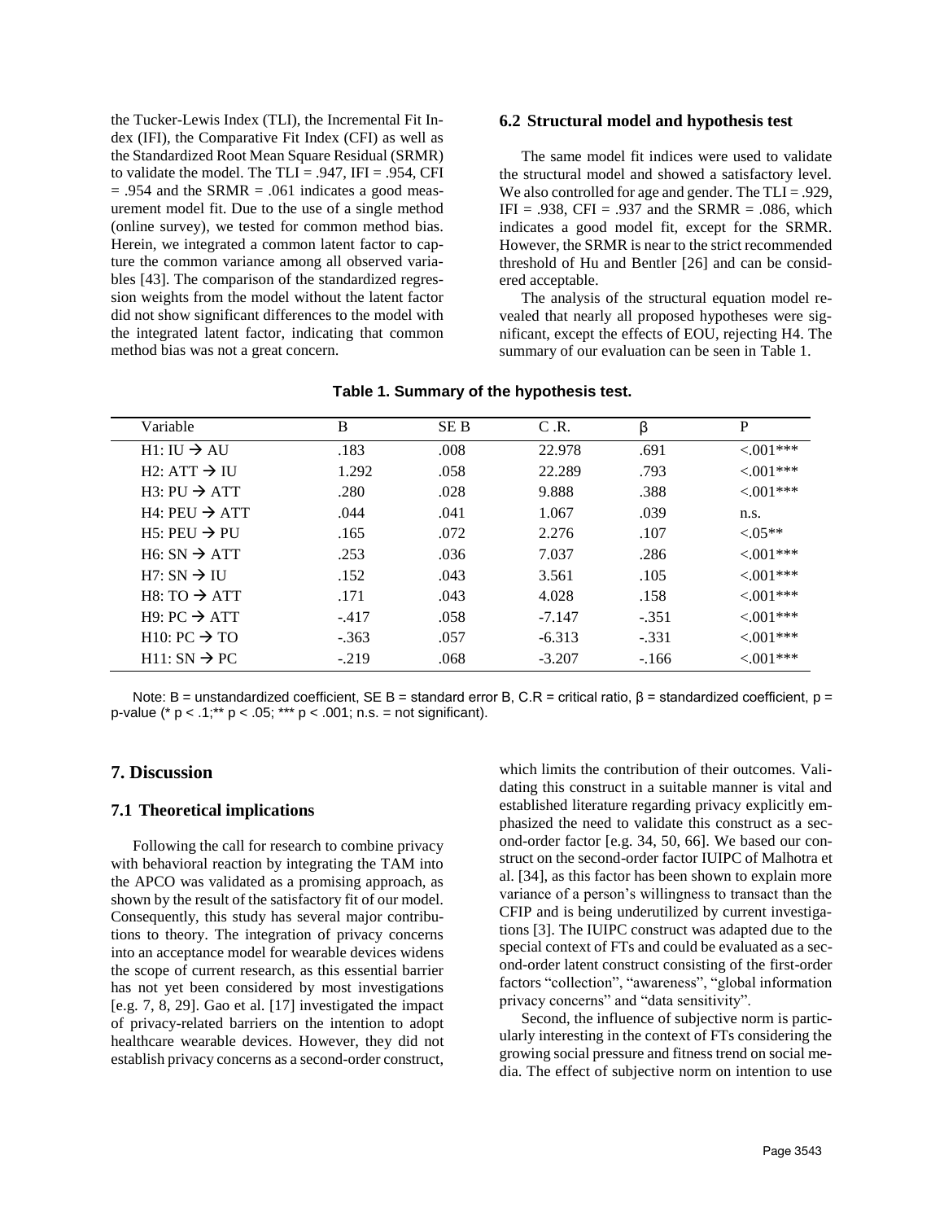the Tucker-Lewis Index (TLI), the Incremental Fit Index (IFI), the Comparative Fit Index (CFI) as well as the Standardized Root Mean Square Residual (SRMR) to validate the model. The TLI = .947, IFI = .954, CFI = .954 and the SRMR = .061 indicates a good measurement model fit. Due to the use of a single method (online survey), we tested for common method bias. Herein, we integrated a common latent factor to capture the common variance among all observed variables [43]. The comparison of the standardized regression weights from the model without the latent factor did not show significant differences to the model with the integrated latent factor, indicating that common method bias was not a great concern.

### 6.2 Structural model and hypothesis test

The same model fit indices were used to validate the structural model and showed a satisfactory level. We also controlled for age and gender. The TLI = .929, IFI = .938, CFI = .937 and the SRMR = .086, which indicates a good model fit, except for the SRMR. However, the SRMR is near to the strict recommended threshold of Hu and Bentler [26] and can be considered acceptable.

The analysis of the structural equation model revealed that nearly all proposed hypotheses were significant, except the effects of EOU, rejecting H4. The summary of our evaluation can be seen in Table 1.

**Table 1. Summary of the hypothesis test.**

| Variable | B | SE B | C .R. | β | P |
|---|---|---|---|---|---|
| H1: IU → AU | .183 | .008 | 22.978 | .691 | <.001*** |
| H2: ATT → IU | 1.292 | .058 | 22.289 | .793 | <.001*** |
| H3: PU → ATT | .280 | .028 | 9.888 | .388 | <.001*** |
| H4: PEU → ATT | .044 | .041 | 1.067 | .039 | n.s. |
| H5: PEU → PU | .165 | .072 | 2.276 | .107 | <.05** |
| H6: SN → ATT | .253 | .036 | 7.037 | .286 | <.001*** |
| H7: SN → IU | .152 | .043 | 3.561 | .105 | <.001*** |
| H8: TO → ATT | .171 | .043 | 4.028 | .158 | <.001*** |
| H9: PC → ATT | -.417 | .058 | -7.147 | -.351 | <.001*** |
| H10: PC → TO | -.363 | .057 | -6.313 | -.331 | <.001*** |
| H11: SN → PC | -.219 | .068 | -3.207 | -.166 | <.001*** |

Note: B = unstandardized coefficient, SE B = standard error B, C.R = critical ratio, β = standardized coefficient, p = p-value (* $p < .1$;** $p < .05$; *** $p < .001$; n.s. = not significant).

## 7. Discussion

### 7.1 Theoretical implications

Following the call for research to combine privacy with behavioral reaction by integrating the TAM into the APCO was validated as a promising approach, as shown by the result of the satisfactory fit of our model. Consequently, this study has several major contributions to theory. The integration of privacy concerns into an acceptance model for wearable devices widens the scope of current research, as this essential barrier has not yet been considered by most investigations [e.g. 7, 8, 29]. Gao et al. [17] investigated the impact of privacy-related barriers on the intention to adopt healthcare wearable devices. However, they did not establish privacy concerns as a second-order construct, which limits the contribution of their outcomes. Validating this construct in a suitable manner is vital and established literature regarding privacy explicitly emphasized the need to validate this construct as a second-order factor [e.g. 34, 50, 66]. We based our construct on the second-order factor IUIPC of Malhotra et al. [34], as this factor has been shown to explain more variance of a person's willingness to transact than the CFIP and is being underutilized by current investigations [3]. The IUIPC construct was adapted due to the special context of FTs and could be evaluated as a second-order latent construct consisting of the first-order factors "collection", "awareness", "global information privacy concerns" and "data sensitivity".

Second, the influence of subjective norm is particularly interesting in the context of FTs considering the growing social pressure and fitness trend on social media. The effect of subjective norm on intention to use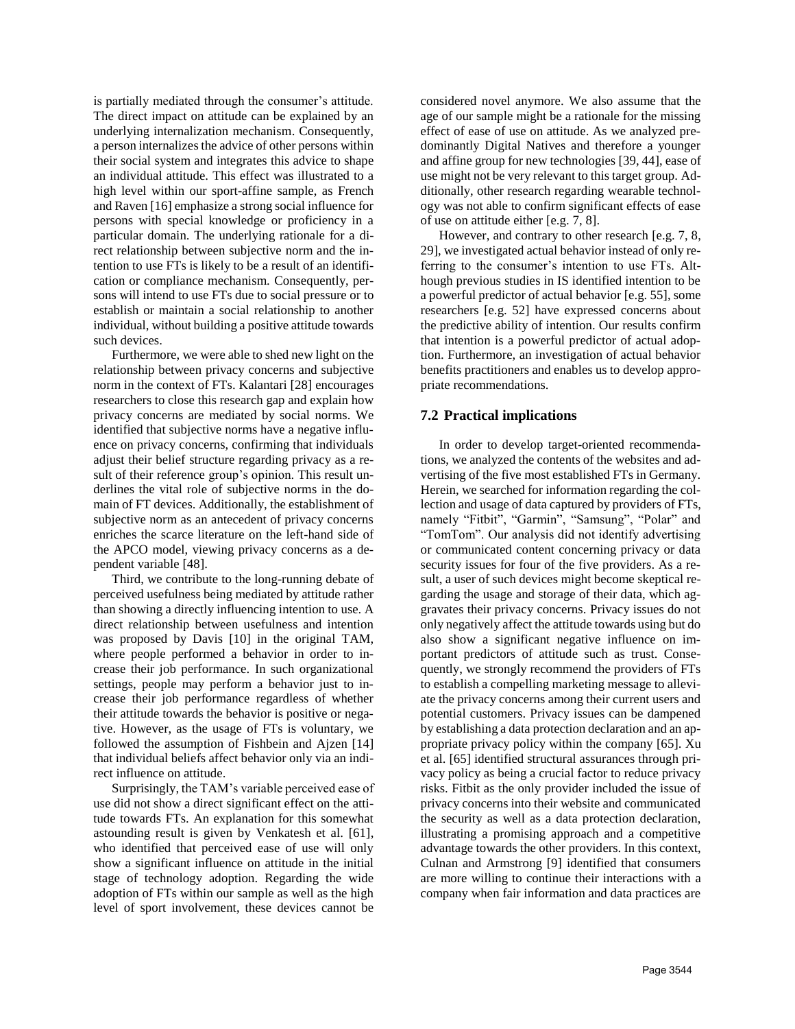is partially mediated through the consumer's attitude. The direct impact on attitude can be explained by an underlying internalization mechanism. Consequently, a person internalizes the advice of other persons within their social system and integrates this advice to shape an individual attitude. This effect was illustrated to a high level within our sport-affine sample, as French and Raven [16] emphasize a strong social influence for persons with special knowledge or proficiency in a particular domain. The underlying rationale for a direct relationship between subjective norm and the intention to use FTs is likely to be a result of an identification or compliance mechanism. Consequently, persons will intend to use FTs due to social pressure or to establish or maintain a social relationship to another individual, without building a positive attitude towards such devices.

Furthermore, we were able to shed new light on the relationship between privacy concerns and subjective norm in the context of FTs. Kalantari [28] encourages researchers to close this research gap and explain how privacy concerns are mediated by social norms. We identified that subjective norms have a negative influence on privacy concerns, confirming that individuals adjust their belief structure regarding privacy as a result of their reference group's opinion. This result underlines the vital role of subjective norms in the domain of FT devices. Additionally, the establishment of subjective norm as an antecedent of privacy concerns enriches the scarce literature on the left-hand side of the APCO model, viewing privacy concerns as a dependent variable [48].

Third, we contribute to the long-running debate of perceived usefulness being mediated by attitude rather than showing a directly influencing intention to use. A direct relationship between usefulness and intention was proposed by Davis [10] in the original TAM, where people performed a behavior in order to increase their job performance. In such organizational settings, people may perform a behavior just to increase their job performance regardless of whether their attitude towards the behavior is positive or negative. However, as the usage of FTs is voluntary, we followed the assumption of Fishbein and Ajzen [14] that individual beliefs affect behavior only via an indirect influence on attitude.

Surprisingly, the TAM's variable perceived ease of use did not show a direct significant effect on the attitude towards FTs. An explanation for this somewhat astounding result is given by Venkatesh et al. [61], who identified that perceived ease of use will only show a significant influence on attitude in the initial stage of technology adoption. Regarding the wide adoption of FTs within our sample as well as the high level of sport involvement, these devices cannot be considered novel anymore. We also assume that the age of our sample might be a rationale for the missing effect of ease of use on attitude. As we analyzed predominantly Digital Natives and therefore a younger and affine group for new technologies [39, 44], ease of use might not be very relevant to this target group. Additionally, other research regarding wearable technology was not able to confirm significant effects of ease of use on attitude either [e.g. 7, 8].

However, and contrary to other research [e.g. 7, 8, 29], we investigated actual behavior instead of only referring to the consumer's intention to use FTs. Although previous studies in IS identified intention to be a powerful predictor of actual behavior [e.g. 55], some researchers [e.g. 52] have expressed concerns about the predictive ability of intention. Our results confirm that intention is a powerful predictor of actual adoption. Furthermore, an investigation of actual behavior benefits practitioners and enables us to develop appropriate recommendations.

## 7.2 Practical implications

In order to develop target-oriented recommendations, we analyzed the contents of the websites and advertising of the five most established FTs in Germany. Herein, we searched for information regarding the collection and usage of data captured by providers of FTs, namely "Fitbit", "Garmin", "Samsung", "Polar" and "TomTom". Our analysis did not identify advertising or communicated content concerning privacy or data security issues for four of the five providers. As a result, a user of such devices might become skeptical regarding the usage and storage of their data, which aggravates their privacy concerns. Privacy issues do not only negatively affect the attitude towards using but do also show a significant negative influence on important predictors of attitude such as trust. Consequently, we strongly recommend the providers of FTs to establish a compelling marketing message to alleviate the privacy concerns among their current users and potential customers. Privacy issues can be dampened by establishing a data protection declaration and an appropriate privacy policy within the company [65]. Xu et al. [65] identified structural assurances through privacy policy as being a crucial factor to reduce privacy risks. Fitbit as the only provider included the issue of privacy concerns into their website and communicated the security as well as a data protection declaration, illustrating a promising approach and a competitive advantage towards the other providers. In this context, Culnan and Armstrong [9] identified that consumers are more willing to continue their interactions with a company when fair information and data practices are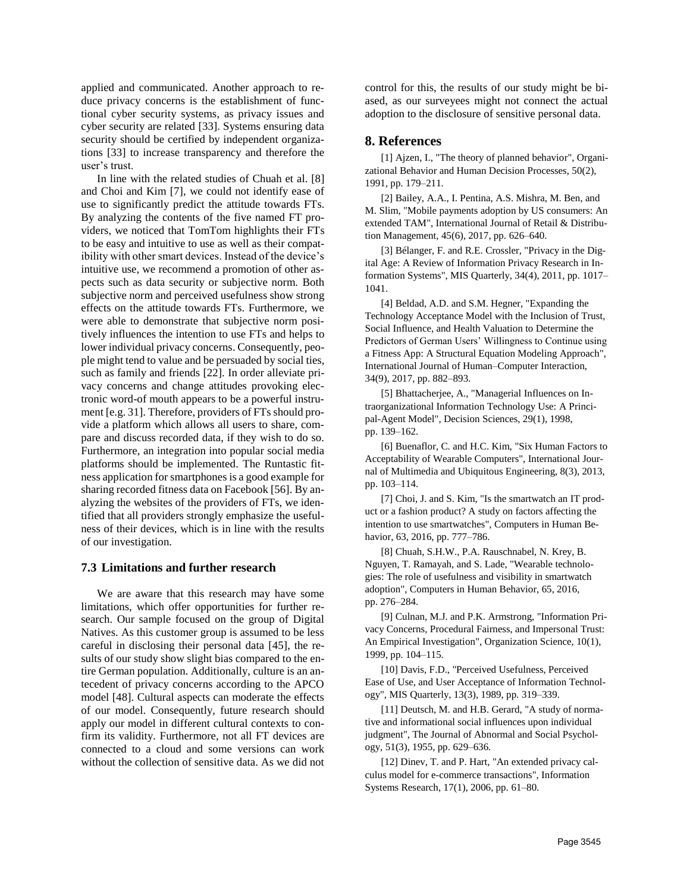applied and communicated. Another approach to reduce privacy concerns is the establishment of functional cyber security systems, as privacy issues and cyber security are related [33]. Systems ensuring data security should be certified by independent organizations [33] to increase transparency and therefore the user's trust.

In line with the related studies of Chuah et al. [8] and Choi and Kim [7], we could not identify ease of use to significantly predict the attitude towards FTs. By analyzing the contents of the five named FT providers, we noticed that TomTom highlights their FTs to be easy and intuitive to use as well as their compatibility with other smart devices. Instead of the device's intuitive use, we recommend a promotion of other aspects such as data security or subjective norm. Both subjective norm and perceived usefulness show strong effects on the attitude towards FTs. Furthermore, we were able to demonstrate that subjective norm positively influences the intention to use FTs and helps to lower individual privacy concerns. Consequently, people might tend to value and be persuaded by social ties, such as family and friends [22]. In order alleviate privacy concerns and change attitudes provoking electronic word-of mouth appears to be a powerful instrument [e.g. 31]. Therefore, providers of FTs should provide a platform which allows all users to share, compare and discuss recorded data, if they wish to do so. Furthermore, an integration into popular social media platforms should be implemented. The Runtastic fitness application for smartphones is a good example for sharing recorded fitness data on Facebook [56]. By analyzing the websites of the providers of FTs, we identified that all providers strongly emphasize the usefulness of their devices, which is in line with the results of our investigation.

### 7.3 Limitations and further research

We are aware that this research may have some limitations, which offer opportunities for further research. Our sample focused on the group of Digital Natives. As this customer group is assumed to be less careful in disclosing their personal data [45], the results of our study show slight bias compared to the entire German population. Additionally, culture is an antecedent of privacy concerns according to the APCO model [48]. Cultural aspects can moderate the effects of our model. Consequently, future research should apply our model in different cultural contexts to confirm its validity. Furthermore, not all FT devices are connected to a cloud and some versions can work without the collection of sensitive data. As we did not control for this, the results of our study might be biased, as our surveyees might not connect the actual adoption to the disclosure of sensitive personal data.

## 8. References

[1] Ajzen, I., "The theory of planned behavior", Organizational Behavior and Human Decision Processes, 50(2), 1991, pp. 179–211.

[2] Bailey, A.A., I. Pentina, A.S. Mishra, M. Ben, and M. Slim, "Mobile payments adoption by US consumers: An extended TAM", International Journal of Retail & Distribution Management, 45(6), 2017, pp. 626–640.

[3] Bélanger, F. and R.E. Crossler, "Privacy in the Digital Age: A Review of Information Privacy Research in Information Systems", MIS Quarterly, 34(4), 2011, pp. 1017–1041.

[4] Beldad, A.D. and S.M. Hegner, "Expanding the Technology Acceptance Model with the Inclusion of Trust, Social Influence, and Health Valuation to Determine the Predictors of German Users' Willingness to Continue using a Fitness App: A Structural Equation Modeling Approach", International Journal of Human–Computer Interaction, 34(9), 2017, pp. 882–893.

[5] Bhattacherjee, A., "Managerial Influences on Intraorganizational Information Technology Use: A Principal-Agent Model", Decision Sciences, 29(1), 1998, pp. 139–162.

[6] Buenaflor, C. and H.C. Kim, "Six Human Factors to Acceptability of Wearable Computers", International Journal of Multimedia and Ubiquitous Engineering, 8(3), 2013, pp. 103–114.

[7] Choi, J. and S. Kim, "Is the smartwatch an IT product or a fashion product? A study on factors affecting the intention to use smartwatches", Computers in Human Behavior, 63, 2016, pp. 777–786.

[8] Chuah, S.H.W., P.A. Rauschnabel, N. Krey, B. Nguyen, T. Ramayah, and S. Lade, "Wearable technologies: The role of usefulness and visibility in smartwatch adoption", Computers in Human Behavior, 65, 2016, pp. 276–284.

[9] Culnan, M.J. and P.K. Armstrong, "Information Privacy Concerns, Procedural Fairness, and Impersonal Trust: An Empirical Investigation", Organization Science, 10(1), 1999, pp. 104–115.

[10] Davis, F.D., "Perceived Usefulness, Perceived Ease of Use, and User Acceptance of Information Technology", MIS Quarterly, 13(3), 1989, pp. 319–339.

[11] Deutsch, M. and H.B. Gerard, "A study of normative and informational social influences upon individual judgment", The Journal of Abnormal and Social Psychology, 51(3), 1955, pp. 629–636.

[12] Dinev, T. and P. Hart, "An extended privacy calculus model for e-commerce transactions", Information Systems Research, 17(1), 2006, pp. 61–80.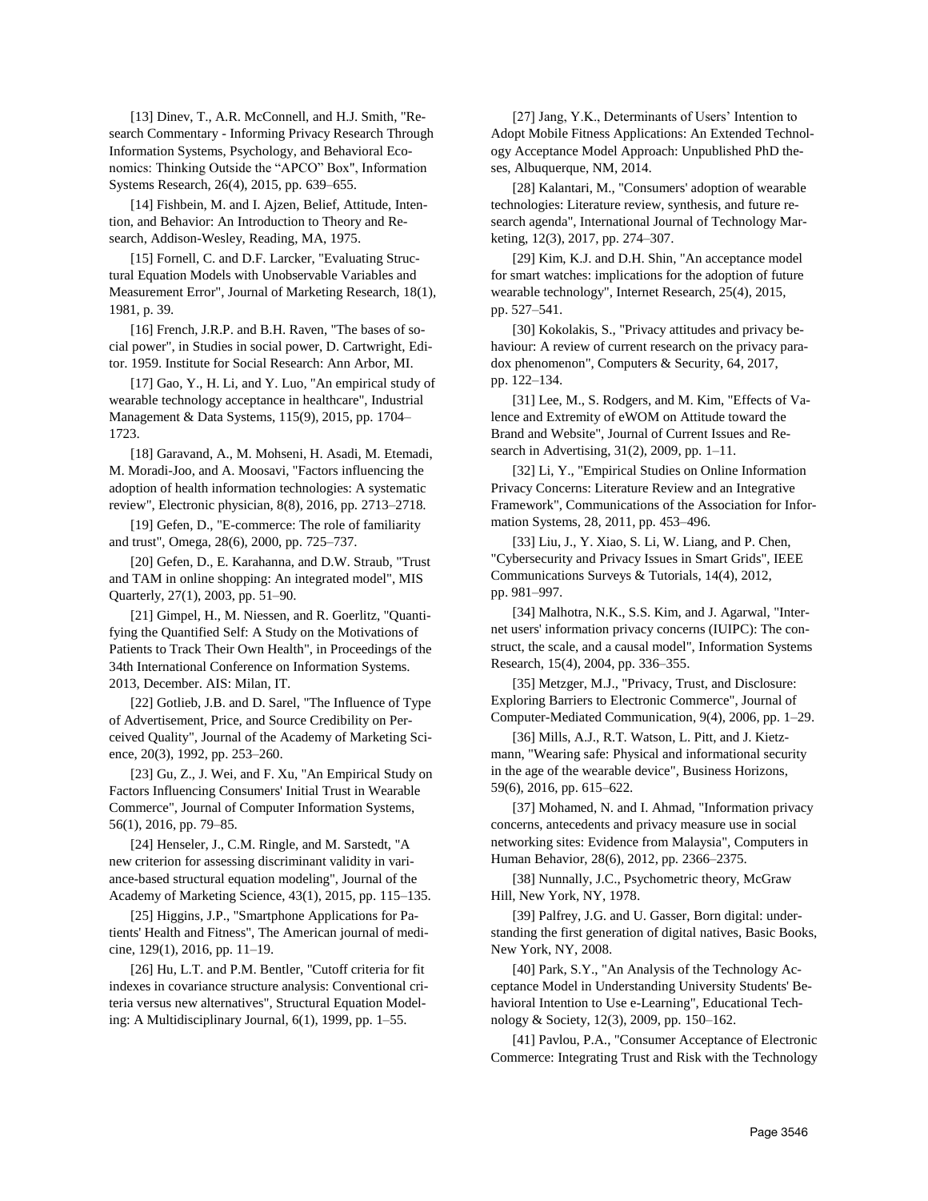[13] Dinev, T., A.R. McConnell, and H.J. Smith, "Research Commentary - Informing Privacy Research Through Information Systems, Psychology, and Behavioral Economics: Thinking Outside the "APCO" Box", Information Systems Research, 26(4), 2015, pp. 639–655.

[14] Fishbein, M. and I. Ajzen, Belief, Attitude, Intention, and Behavior: An Introduction to Theory and Research, Addison-Wesley, Reading, MA, 1975.

[15] Fornell, C. and D.F. Larcker, "Evaluating Structural Equation Models with Unobservable Variables and Measurement Error", Journal of Marketing Research, 18(1), 1981, p. 39.

[16] French, J.R.P. and B.H. Raven, "The bases of social power", in Studies in social power, D. Cartwright, Editor. 1959. Institute for Social Research: Ann Arbor, MI.

[17] Gao, Y., H. Li, and Y. Luo, "An empirical study of wearable technology acceptance in healthcare", Industrial Management & Data Systems, 115(9), 2015, pp. 1704–1723.

[18] Garavand, A., M. Mohseni, H. Asadi, M. Etemadi, M. Moradi-Joo, and A. Moosavi, "Factors influencing the adoption of health information technologies: A systematic review", Electronic physician, 8(8), 2016, pp. 2713–2718.

[19] Gefen, D., "E-commerce: The role of familiarity and trust", Omega, 28(6), 2000, pp. 725–737.

[20] Gefen, D., E. Karahanna, and D.W. Straub, "Trust and TAM in online shopping: An integrated model", MIS Quarterly, 27(1), 2003, pp. 51–90.

[21] Gimpel, H., M. Niessen, and R. Goerlitz, "Quantifying the Quantified Self: A Study on the Motivations of Patients to Track Their Own Health", in Proceedings of the 34th International Conference on Information Systems. 2013, December. AIS: Milan, IT.

[22] Gotlieb, J.B. and D. Sarel, "The Influence of Type of Advertisement, Price, and Source Credibility on Perceived Quality", Journal of the Academy of Marketing Science, 20(3), 1992, pp. 253–260.

[23] Gu, Z., J. Wei, and F. Xu, "An Empirical Study on Factors Influencing Consumers' Initial Trust in Wearable Commerce", Journal of Computer Information Systems, 56(1), 2016, pp. 79–85.

[24] Henseler, J., C.M. Ringle, and M. Sarstedt, "A new criterion for assessing discriminant validity in variance-based structural equation modeling", Journal of the Academy of Marketing Science, 43(1), 2015, pp. 115–135.

[25] Higgins, J.P., "Smartphone Applications for Patients' Health and Fitness", The American journal of medicine, 129(1), 2016, pp. 11–19.

[26] Hu, L.T. and P.M. Bentler, "Cutoff criteria for fit indexes in covariance structure analysis: Conventional criteria versus new alternatives", Structural Equation Modeling: A Multidisciplinary Journal, 6(1), 1999, pp. 1–55.

[27] Jang, Y.K., Determinants of Users' Intention to Adopt Mobile Fitness Applications: An Extended Technology Acceptance Model Approach: Unpublished PhD theses, Albuquerque, NM, 2014.

[28] Kalantari, M., "Consumers' adoption of wearable technologies: Literature review, synthesis, and future research agenda", International Journal of Technology Marketing, 12(3), 2017, pp. 274–307.

[29] Kim, K.J. and D.H. Shin, "An acceptance model for smart watches: implications for the adoption of future wearable technology", Internet Research, 25(4), 2015, pp. 527–541.

[30] Kokolakis, S., "Privacy attitudes and privacy behaviour: A review of current research on the privacy paradox phenomenon", Computers & Security, 64, 2017, pp. 122–134.

[31] Lee, M., S. Rodgers, and M. Kim, "Effects of Valence and Extremity of eWOM on Attitude toward the Brand and Website", Journal of Current Issues and Research in Advertising, 31(2), 2009, pp. 1–11.

[32] Li, Y., "Empirical Studies on Online Information Privacy Concerns: Literature Review and an Integrative Framework", Communications of the Association for Information Systems, 28, 2011, pp. 453–496.

[33] Liu, J., Y. Xiao, S. Li, W. Liang, and P. Chen, "Cybersecurity and Privacy Issues in Smart Grids", IEEE Communications Surveys & Tutorials, 14(4), 2012, pp. 981–997.

[34] Malhotra, N.K., S.S. Kim, and J. Agarwal, "Internet users' information privacy concerns (IUIPC): The construct, the scale, and a causal model", Information Systems Research, 15(4), 2004, pp. 336–355.

[35] Metzger, M.J., "Privacy, Trust, and Disclosure: Exploring Barriers to Electronic Commerce", Journal of Computer-Mediated Communication, 9(4), 2006, pp. 1–29.

[36] Mills, A.J., R.T. Watson, L. Pitt, and J. Kietzmann, "Wearing safe: Physical and informational security in the age of the wearable device", Business Horizons, 59(6), 2016, pp. 615–622.

[37] Mohamed, N. and I. Ahmad, "Information privacy concerns, antecedents and privacy measure use in social networking sites: Evidence from Malaysia", Computers in Human Behavior, 28(6), 2012, pp. 2366–2375.

[38] Nunnally, J.C., Psychometric theory, McGraw Hill, New York, NY, 1978.

[39] Palfrey, J.G. and U. Gasser, Born digital: understanding the first generation of digital natives, Basic Books, New York, NY, 2008.

[40] Park, S.Y., "An Analysis of the Technology Acceptance Model in Understanding University Students' Behavioral Intention to Use e-Learning", Educational Technology & Society, 12(3), 2009, pp. 150–162.

[41] Pavlou, P.A., "Consumer Acceptance of Electronic Commerce: Integrating Trust and Risk with the Technology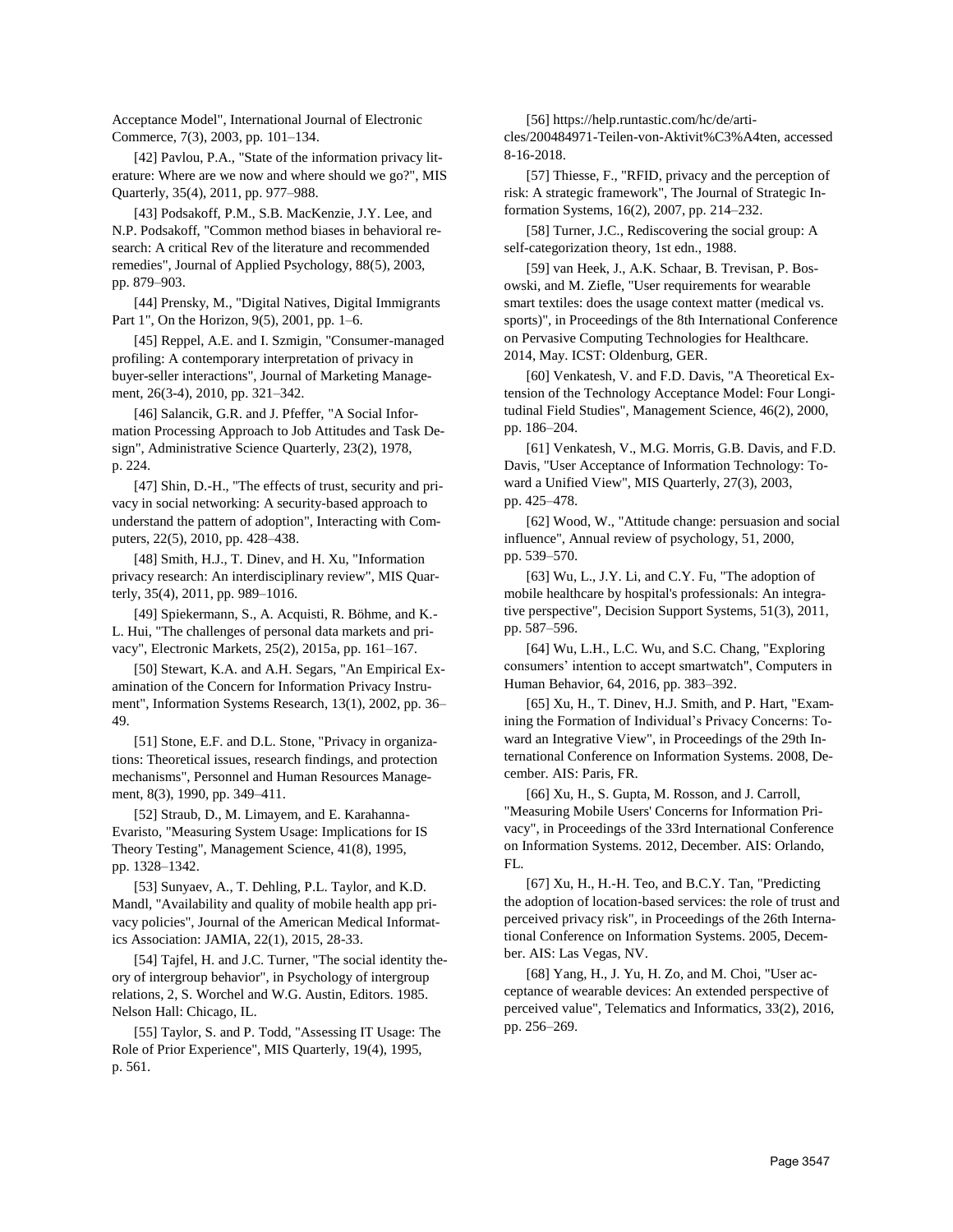Acceptance Model", International Journal of Electronic Commerce, 7(3), 2003, pp. 101–134.

[42] Pavlou, P.A., "State of the information privacy literature: Where are we now and where should we go?", MIS Quarterly, 35(4), 2011, pp. 977–988.

[43] Podsakoff, P.M., S.B. MacKenzie, J.Y. Lee, and N.P. Podsakoff, "Common method biases in behavioral research: A critical Rev of the literature and recommended remedies", Journal of Applied Psychology, 88(5), 2003, pp. 879–903.

[44] Prensky, M., "Digital Natives, Digital Immigrants Part 1", On the Horizon, 9(5), 2001, pp. 1–6.

[45] Reppel, A.E. and I. Szmigin, "Consumer-managed profiling: A contemporary interpretation of privacy in buyer-seller interactions", Journal of Marketing Management, 26(3-4), 2010, pp. 321–342.

[46] Salancik, G.R. and J. Pfeffer, "A Social Information Processing Approach to Job Attitudes and Task Design", Administrative Science Quarterly, 23(2), 1978, p. 224.

[47] Shin, D.-H., "The effects of trust, security and privacy in social networking: A security-based approach to understand the pattern of adoption", Interacting with Computers, 22(5), 2010, pp. 428–438.

[48] Smith, H.J., T. Dinev, and H. Xu, "Information privacy research: An interdisciplinary review", MIS Quarterly, 35(4), 2011, pp. 989–1016.

[49] Spiekermann, S., A. Acquisti, R. Böhme, and K.-L. Hui, "The challenges of personal data markets and privacy", Electronic Markets, 25(2), 2015a, pp. 161–167.

[50] Stewart, K.A. and A.H. Segars, "An Empirical Examination of the Concern for Information Privacy Instrument", Information Systems Research, 13(1), 2002, pp. 36–49.

[51] Stone, E.F. and D.L. Stone, "Privacy in organizations: Theoretical issues, research findings, and protection mechanisms", Personnel and Human Resources Management, 8(3), 1990, pp. 349–411.

[52] Straub, D., M. Limayem, and E. Karahanna-Evaristo, "Measuring System Usage: Implications for IS Theory Testing", Management Science, 41(8), 1995, pp. 1328–1342.

[53] Sunyaev, A., T. Dehling, P.L. Taylor, and K.D. Mandl, "Availability and quality of mobile health app privacy policies", Journal of the American Medical Informatics Association: JAMIA, 22(1), 2015, 28-33.

[54] Tajfel, H. and J.C. Turner, "The social identity theory of intergroup behavior", in Psychology of intergroup relations, 2, S. Worchel and W.G. Austin, Editors. 1985. Nelson Hall: Chicago, IL.

[55] Taylor, S. and P. Todd, "Assessing IT Usage: The Role of Prior Experience", MIS Quarterly, 19(4), 1995, p. 561.

[56] https://help.runtastic.com/hc/de/articles/200484971-Teilen-von-Aktivit%C3%A4ten, accessed 8-16-2018.

[57] Thiesse, F., "RFID, privacy and the perception of risk: A strategic framework", The Journal of Strategic Information Systems, 16(2), 2007, pp. 214–232.

[58] Turner, J.C., Rediscovering the social group: A self-categorization theory, 1st edn., 1988.

[59] van Heek, J., A.K. Schaar, B. Trevisan, P. Bosowski, and M. Ziefle, "User requirements for wearable smart textiles: does the usage context matter (medical vs. sports)", in Proceedings of the 8th International Conference on Pervasive Computing Technologies for Healthcare. 2014, May. ICST: Oldenburg, GER.

[60] Venkatesh, V. and F.D. Davis, "A Theoretical Extension of the Technology Acceptance Model: Four Longitudinal Field Studies", Management Science, 46(2), 2000, pp. 186–204.

[61] Venkatesh, V., M.G. Morris, G.B. Davis, and F.D. Davis, "User Acceptance of Information Technology: Toward a Unified View", MIS Quarterly, 27(3), 2003, pp. 425–478.

[62] Wood, W., "Attitude change: persuasion and social influence", Annual review of psychology, 51, 2000, pp. 539–570.

[63] Wu, L., J.Y. Li, and C.Y. Fu, "The adoption of mobile healthcare by hospital's professionals: An integrative perspective", Decision Support Systems, 51(3), 2011, pp. 587–596.

[64] Wu, L.H., L.C. Wu, and S.C. Chang, "Exploring consumers' intention to accept smartwatch", Computers in Human Behavior, 64, 2016, pp. 383–392.

[65] Xu, H., T. Dinev, H.J. Smith, and P. Hart, "Examining the Formation of Individual's Privacy Concerns: Toward an Integrative View", in Proceedings of the 29th International Conference on Information Systems. 2008, December. AIS: Paris, FR.

[66] Xu, H., S. Gupta, M. Rosson, and J. Carroll, "Measuring Mobile Users' Concerns for Information Privacy", in Proceedings of the 33rd International Conference on Information Systems. 2012, December. AIS: Orlando, FL.

[67] Xu, H., H.-H. Teo, and B.C.Y. Tan, "Predicting the adoption of location-based services: the role of trust and perceived privacy risk", in Proceedings of the 26th International Conference on Information Systems. 2005, December. AIS: Las Vegas, NV.

[68] Yang, H., J. Yu, H. Zo, and M. Choi, "User acceptance of wearable devices: An extended perspective of perceived value", Telematics and Informatics, 33(2), 2016, pp. 256–269.